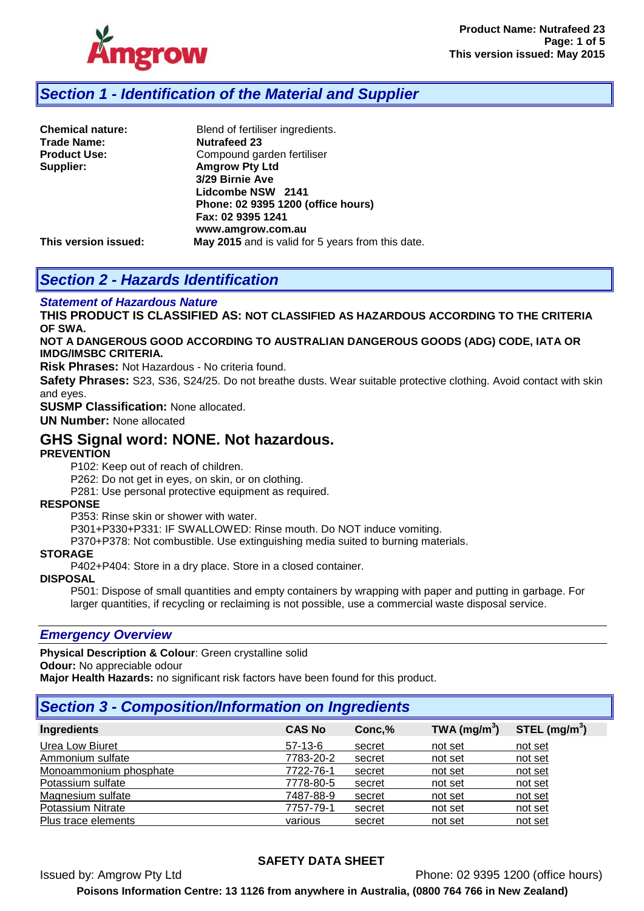## Section 1 - Identification of the Material and Supplier

**Chemical nature:** Blend of fertiliser ingredients.
**Trade Name:** **Nutrafeed 23**
**Product Use:** Compound garden fertiliser
**Supplier:** **Amgrow Pty Ltd**
**3/29 Birnie Ave**
**Lidcombe NSW 2141**
**Phone: 02 9395 1200 (office hours)**
**Fax: 02 9395 1241**
**www.amgrow.com.au**
**This version issued:** **May 2015** and is valid for 5 years from this date.

## Section 2 - Hazards Identification

### Statement of Hazardous Nature

**THIS PRODUCT IS CLASSIFIED AS: NOT CLASSIFIED AS HAZARDOUS ACCORDING TO THE CRITERIA OF SWA.**

**NOT A DANGEROUS GOOD ACCORDING TO AUSTRALIAN DANGEROUS GOODS (ADG) CODE, IATA OR IMDG/IMSBC CRITERIA.**

**Risk Phrases:** Not Hazardous - No criteria found.

**Safety Phrases:** S23, S36, S24/25. Do not breathe dusts. Wear suitable protective clothing. Avoid contact with skin and eyes.

**SUSMP Classification:** None allocated.

**UN Number:** None allocated

### GHS Signal word: NONE. Not hazardous.

**PREVENTION**

P102: Keep out of reach of children.
P262: Do not get in eyes, on skin, or on clothing.
P281: Use personal protective equipment as required.

**RESPONSE**

P353: Rinse skin or shower with water.
P301+P330+P331: IF SWALLOWED: Rinse mouth. Do NOT induce vomiting.
P370+P378: Not combustible. Use extinguishing media suited to burning materials.

**STORAGE**

P402+P404: Store in a dry place. Store in a closed container.

**DISPOSAL**

P501: Dispose of small quantities and empty containers by wrapping with paper and putting in garbage. For larger quantities, if recycling or reclaiming is not possible, use a commercial waste disposal service.

### Emergency Overview

**Physical Description & Colour**: Green crystalline solid
**Odour:** No appreciable odour
**Major Health Hazards:** no significant risk factors have been found for this product.

## Section 3 - Composition/Information on Ingredients

| Ingredients | CAS No | Conc,% | TWA ($mg/m^3$) | STEL ($mg/m^3$) |
|---|---|---|---|---|
| Urea Low Biuret | 57-13-6 | secret | not set | not set |
| Ammonium sulfate | 7783-20-2 | secret | not set | not set |
| Monoammonium phosphate | 7722-76-1 | secret | not set | not set |
| Potassium sulfate | 7778-80-5 | secret | not set | not set |
| Magnesium sulfate | 7487-88-9 | secret | not set | not set |
| Potassium Nitrate | 7757-79-1 | secret | not set | not set |
| Plus trace elements | various | secret | not set | not set |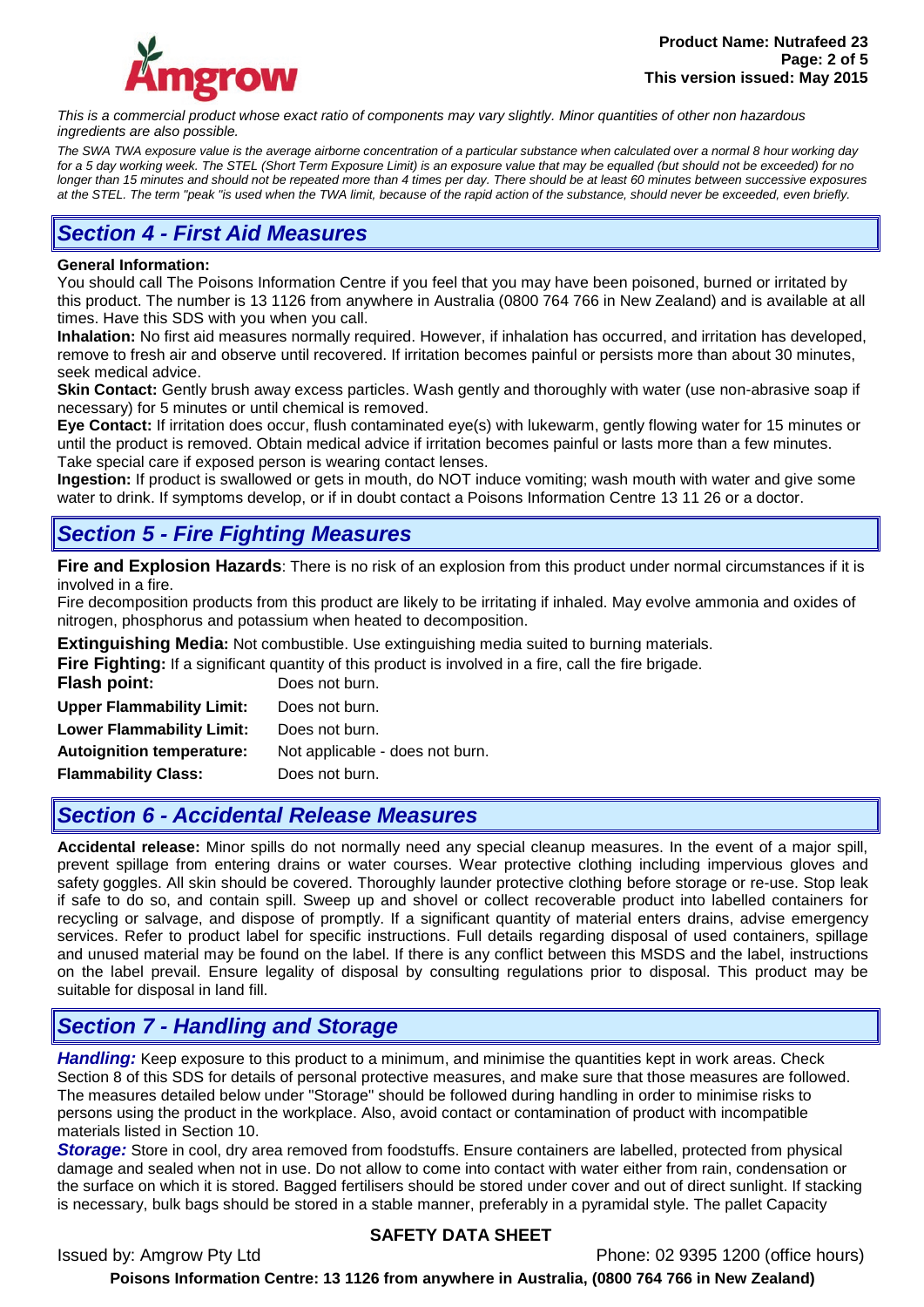*This is a commercial product whose exact ratio of components may vary slightly. Minor quantities of other non hazardous ingredients are also possible.*

*The SWA TWA exposure value is the average airborne concentration of a particular substance when calculated over a normal 8 hour working day for a 5 day working week. The STEL (Short Term Exposure Limit) is an exposure value that may be equalled (but should not be exceeded) for no longer than 15 minutes and should not be repeated more than 4 times per day. There should be at least 60 minutes between successive exposures at the STEL. The term "peak "is used when the TWA limit, because of the rapid action of the substance, should never be exceeded, even briefly.*

## *Section 4 - First Aid Measures*

**General Information:**
You should call The Poisons Information Centre if you feel that you may have been poisoned, burned or irritated by this product. The number is 13 1126 from anywhere in Australia (0800 764 766 in New Zealand) and is available at all times. Have this SDS with you when you call.

**Inhalation:** No first aid measures normally required. However, if inhalation has occurred, and irritation has developed, remove to fresh air and observe until recovered. If irritation becomes painful or persists more than about 30 minutes, seek medical advice.

**Skin Contact:** Gently brush away excess particles. Wash gently and thoroughly with water (use non-abrasive soap if necessary) for 5 minutes or until chemical is removed.

**Eye Contact:** If irritation does occur, flush contaminated eye(s) with lukewarm, gently flowing water for 15 minutes or until the product is removed. Obtain medical advice if irritation becomes painful or lasts more than a few minutes. Take special care if exposed person is wearing contact lenses.

**Ingestion:** If product is swallowed or gets in mouth, do NOT induce vomiting; wash mouth with water and give some water to drink. If symptoms develop, or if in doubt contact a Poisons Information Centre 13 11 26 or a doctor.

## *Section 5 - Fire Fighting Measures*

**Fire and Explosion Hazards**: There is no risk of an explosion from this product under normal circumstances if it is involved in a fire.

Fire decomposition products from this product are likely to be irritating if inhaled. May evolve ammonia and oxides of nitrogen, phosphorus and potassium when heated to decomposition.

**Extinguishing Media:** Not combustible. Use extinguishing media suited to burning materials.

**Fire Fighting:** If a significant quantity of this product is involved in a fire, call the fire brigade.

| | |
|---|---|
| **Flash point:** | Does not burn. |
| **Upper Flammability Limit:** | Does not burn. |
| **Lower Flammability Limit:** | Does not burn. |
| **Autoignition temperature:** | Not applicable - does not burn. |
| **Flammability Class:** | Does not burn. |

## *Section 6 - Accidental Release Measures*

**Accidental release:** Minor spills do not normally need any special cleanup measures. In the event of a major spill, prevent spillage from entering drains or water courses. Wear protective clothing including impervious gloves and safety goggles. All skin should be covered. Thoroughly launder protective clothing before storage or re-use. Stop leak if safe to do so, and contain spill. Sweep up and shovel or collect recoverable product into labelled containers for recycling or salvage, and dispose of promptly. If a significant quantity of material enters drains, advise emergency services. Refer to product label for specific instructions. Full details regarding disposal of used containers, spillage and unused material may be found on the label. If there is any conflict between this MSDS and the label, instructions on the label prevail. Ensure legality of disposal by consulting regulations prior to disposal. This product may be suitable for disposal in land fill.

## *Section 7 - Handling and Storage*

***Handling:*** Keep exposure to this product to a minimum, and minimise the quantities kept in work areas. Check Section 8 of this SDS for details of personal protective measures, and make sure that those measures are followed. The measures detailed below under "Storage" should be followed during handling in order to minimise risks to persons using the product in the workplace. Also, avoid contact or contamination of product with incompatible materials listed in Section 10.

***Storage:*** Store in cool, dry area removed from foodstuffs. Ensure containers are labelled, protected from physical damage and sealed when not in use. Do not allow to come into contact with water either from rain, condensation or the surface on which it is stored. Bagged fertilisers should be stored under cover and out of direct sunlight. If stacking is necessary, bulk bags should be stored in a stable manner, preferably in a pyramidal style. The pallet Capacity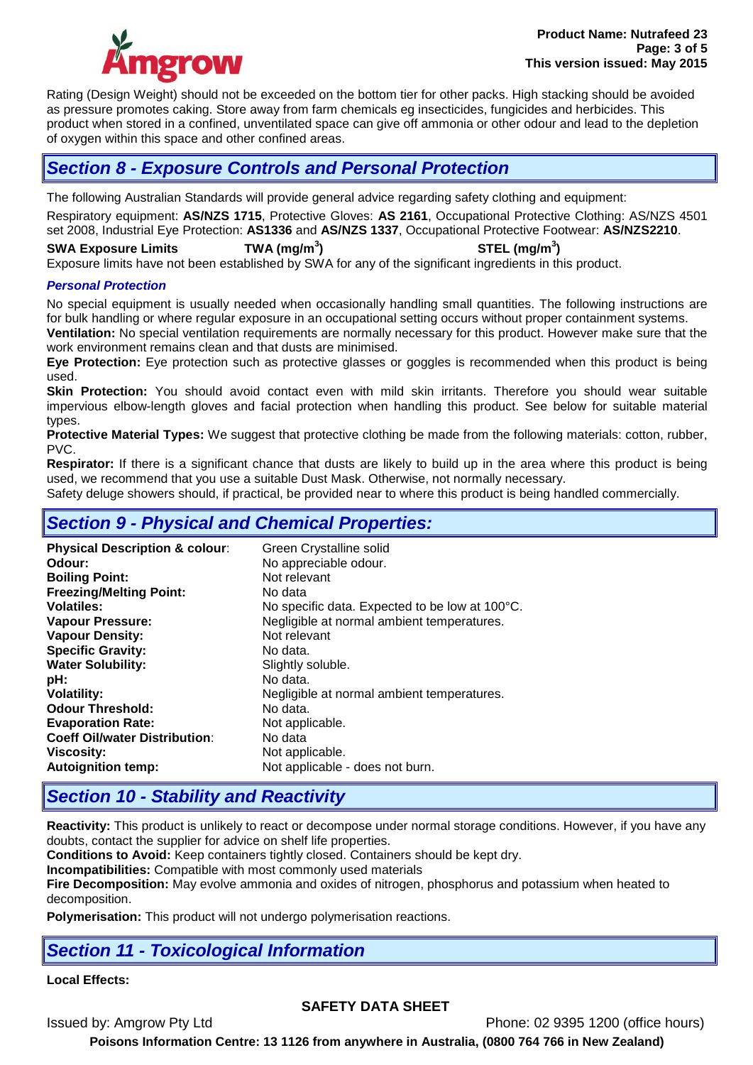Rating (Design Weight) should not be exceeded on the bottom tier for other packs. High stacking should be avoided as pressure promotes caking. Store away from farm chemicals eg insecticides, fungicides and herbicides. This product when stored in a confined, unventilated space can give off ammonia or other odour and lead to the depletion of oxygen within this space and other confined areas.

## Section 8 - Exposure Controls and Personal Protection

The following Australian Standards will provide general advice regarding safety clothing and equipment:

Respiratory equipment: **AS/NZS 1715**, Protective Gloves: **AS 2161**, Occupational Protective Clothing: AS/NZS 4501 set 2008, Industrial Eye Protection: **AS1336** and **AS/NZS 1337**, Occupational Protective Footwear: **AS/NZS2210**.

| SWA Exposure Limits | TWA (mg/m$^3$) | STEL (mg/m$^3$) |
|---|---|---|

Exposure limits have not been established by SWA for any of the significant ingredients in this product.

### *Personal Protection*

No special equipment is usually needed when occasionally handling small quantities. The following instructions are for bulk handling or where regular exposure in an occupational setting occurs without proper containment systems.

**Ventilation:** No special ventilation requirements are normally necessary for this product. However make sure that the work environment remains clean and that dusts are minimised.

**Eye Protection:** Eye protection such as protective glasses or goggles is recommended when this product is being used.

**Skin Protection:** You should avoid contact even with mild skin irritants. Therefore you should wear suitable impervious elbow-length gloves and facial protection when handling this product. See below for suitable material types.

**Protective Material Types:** We suggest that protective clothing be made from the following materials: cotton, rubber, PVC.

**Respirator:** If there is a significant chance that dusts are likely to build up in the area where this product is being used, we recommend that you use a suitable Dust Mask. Otherwise, not normally necessary.

Safety deluge showers should, if practical, be provided near to where this product is being handled commercially.

## Section 9 - Physical and Chemical Properties:

| Property | Value |
|---|---|
| **Physical Description & colour**: | Green Crystalline solid |
| **Odour:** | No appreciable odour. |
| **Boiling Point:** | Not relevant |
| **Freezing/Melting Point:** | No data |
| **Volatiles:** | No specific data. Expected to be low at 100°C. |
| **Vapour Pressure:** | Negligible at normal ambient temperatures. |
| **Vapour Density:** | Not relevant |
| **Specific Gravity:** | No data. |
| **Water Solubility:** | Slightly soluble. |
| **pH:** | No data. |
| **Volatility:** | Negligible at normal ambient temperatures. |
| **Odour Threshold:** | No data. |
| **Evaporation Rate:** | Not applicable. |
| **Coeff Oil/water Distribution**: | No data |
| **Viscosity:** | Not applicable. |
| **Autoignition temp:** | Not applicable - does not burn. |

## Section 10 - Stability and Reactivity

**Reactivity:** This product is unlikely to react or decompose under normal storage conditions. However, if you have any doubts, contact the supplier for advice on shelf life properties.

**Conditions to Avoid:** Keep containers tightly closed. Containers should be kept dry.

**Incompatibilities:** Compatible with most commonly used materials

**Fire Decomposition:** May evolve ammonia and oxides of nitrogen, phosphorus and potassium when heated to decomposition.

**Polymerisation:** This product will not undergo polymerisation reactions.

## Section 11 - Toxicological Information

**Local Effects:**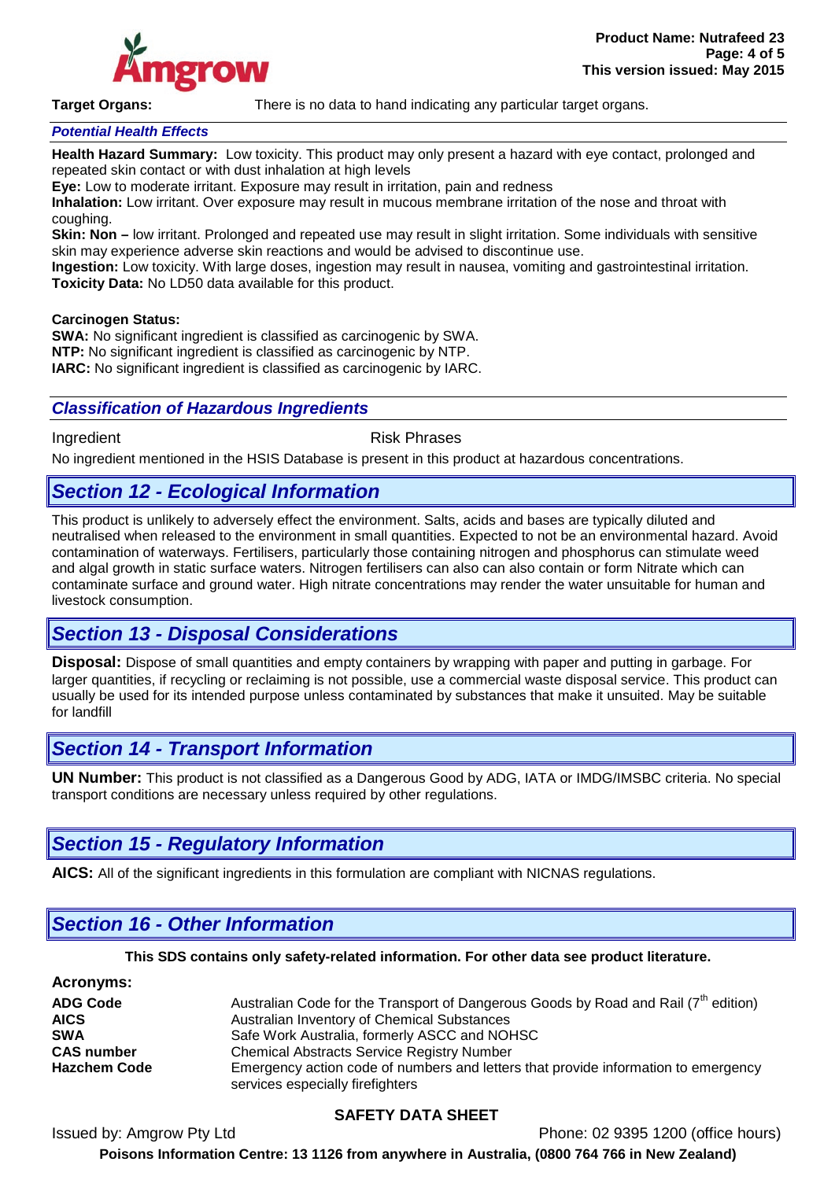**Target Organs:** There is no data to hand indicating any particular target organs.

### *Potential Health Effects*

**Health Hazard Summary:** Low toxicity. This product may only present a hazard with eye contact, prolonged and repeated skin contact or with dust inhalation at high levels

**Eye:** Low to moderate irritant. Exposure may result in irritation, pain and redness

**Inhalation:** Low irritant. Over exposure may result in mucous membrane irritation of the nose and throat with coughing.

**Skin: Non –** low irritant. Prolonged and repeated use may result in slight irritation. Some individuals with sensitive skin may experience adverse skin reactions and would be advised to discontinue use.

**Ingestion:** Low toxicity. With large doses, ingestion may result in nausea, vomiting and gastrointestinal irritation.

**Toxicity Data:** No LD50 data available for this product.

**Carcinogen Status:**

**SWA:** No significant ingredient is classified as carcinogenic by SWA.

**NTP:** No significant ingredient is classified as carcinogenic by NTP.

**IARC:** No significant ingredient is classified as carcinogenic by IARC.

### *Classification of Hazardous Ingredients*

| Ingredient | Risk Phrases |
|---|---|

No ingredient mentioned in the HSIS Database is present in this product at hazardous concentrations.

## *Section 12 - Ecological Information*

This product is unlikely to adversely effect the environment. Salts, acids and bases are typically diluted and neutralised when released to the environment in small quantities. Expected to not be an environmental hazard. Avoid contamination of waterways. Fertilisers, particularly those containing nitrogen and phosphorus can stimulate weed and algal growth in static surface waters. Nitrogen fertilisers can also can also contain or form Nitrate which can contaminate surface and ground water. High nitrate concentrations may render the water unsuitable for human and livestock consumption.

## *Section 13 - Disposal Considerations*

**Disposal:** Dispose of small quantities and empty containers by wrapping with paper and putting in garbage. For larger quantities, if recycling or reclaiming is not possible, use a commercial waste disposal service. This product can usually be used for its intended purpose unless contaminated by substances that make it unsuited. May be suitable for landfill

## *Section 14 - Transport Information*

**UN Number:** This product is not classified as a Dangerous Good by ADG, IATA or IMDG/IMSBC criteria. No special transport conditions are necessary unless required by other regulations.

## *Section 15 - Regulatory Information*

**AICS:** All of the significant ingredients in this formulation are compliant with NICNAS regulations.

## *Section 16 - Other Information*

**This SDS contains only safety-related information. For other data see product literature.**

**Acronyms:**

| | |
|---|---|
| **ADG Code** | Australian Code for the Transport of Dangerous Goods by Road and Rail (7th edition) |
| **AICS** | Australian Inventory of Chemical Substances |
| **SWA** | Safe Work Australia, formerly ASCC and NOHSC |
| **CAS number** | Chemical Abstracts Service Registry Number |
| **Hazchem Code** | Emergency action code of numbers and letters that provide information to emergency services especially firefighters |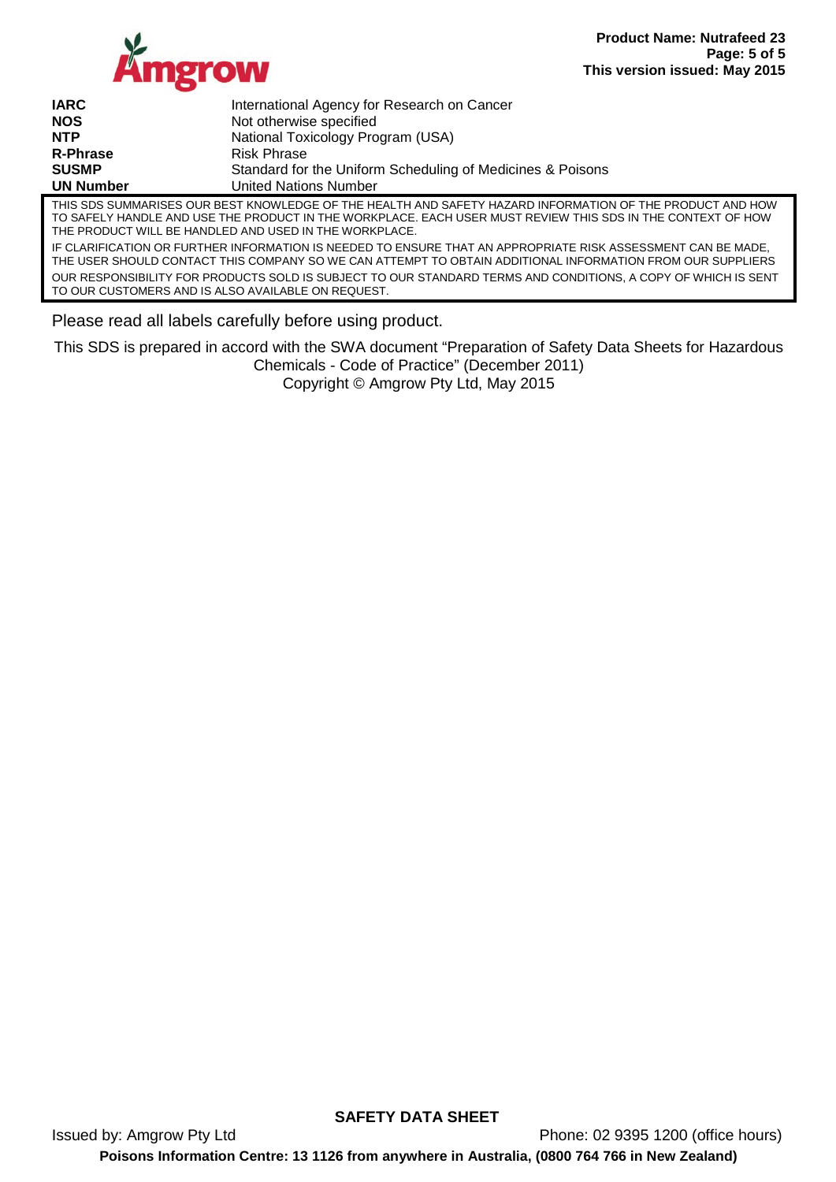| | |
|---|---|
| **IARC** | International Agency for Research on Cancer |
| **NOS** | Not otherwise specified |
| **NTP** | National Toxicology Program (USA) |
| **R-Phrase** | Risk Phrase |
| **SUSMP** | Standard for the Uniform Scheduling of Medicines & Poisons |
| **UN Number** | United Nations Number |

THIS SDS SUMMARISES OUR BEST KNOWLEDGE OF THE HEALTH AND SAFETY HAZARD INFORMATION OF THE PRODUCT AND HOW TO SAFELY HANDLE AND USE THE PRODUCT IN THE WORKPLACE. EACH USER MUST REVIEW THIS SDS IN THE CONTEXT OF HOW THE PRODUCT WILL BE HANDLED AND USED IN THE WORKPLACE.

IF CLARIFICATION OR FURTHER INFORMATION IS NEEDED TO ENSURE THAT AN APPROPRIATE RISK ASSESSMENT CAN BE MADE, THE USER SHOULD CONTACT THIS COMPANY SO WE CAN ATTEMPT TO OBTAIN ADDITIONAL INFORMATION FROM OUR SUPPLIERS

OUR RESPONSIBILITY FOR PRODUCTS SOLD IS SUBJECT TO OUR STANDARD TERMS AND CONDITIONS, A COPY OF WHICH IS SENT TO OUR CUSTOMERS AND IS ALSO AVAILABLE ON REQUEST.

Please read all labels carefully before using product.

This SDS is prepared in accord with the SWA document "Preparation of Safety Data Sheets for Hazardous Chemicals - Code of Practice" (December 2011)
Copyright © Amgrow Pty Ltd, May 2015